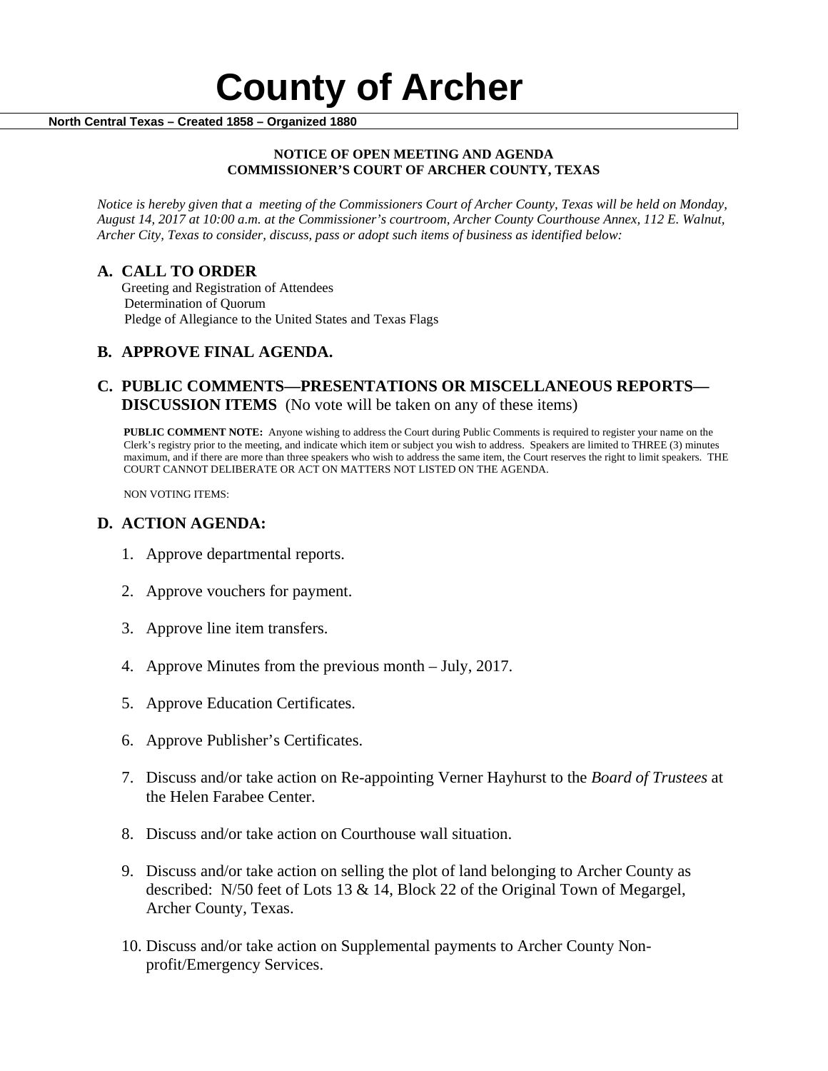# County of Archer

**North Central Texas – Created 1858 – Organized 1880**

**NOTICE OF OPEN MEETING AND AGENDA**
**COMMISSIONER'S COURT OF ARCHER COUNTY, TEXAS**

*Notice is hereby given that a meeting of the Commissioners Court of Archer County, Texas will be held on Monday, August 14, 2017 at 10:00 a.m. at the Commissioner's courtroom, Archer County Courthouse Annex, 112 E. Walnut, Archer City, Texas to consider, discuss, pass or adopt such items of business as identified below:*

## A. CALL TO ORDER

Greeting and Registration of Attendees
Determination of Quorum
Pledge of Allegiance to the United States and Texas Flags

## B. APPROVE FINAL AGENDA.

## C. PUBLIC COMMENTS—PRESENTATIONS OR MISCELLANEOUS REPORTS—DISCUSSION ITEMS (No vote will be taken on any of these items)

**PUBLIC COMMENT NOTE:** Anyone wishing to address the Court during Public Comments is required to register your name on the Clerk's registry prior to the meeting, and indicate which item or subject you wish to address. Speakers are limited to THREE (3) minutes maximum, and if there are more than three speakers who wish to address the same item, the Court reserves the right to limit speakers. THE COURT CANNOT DELIBERATE OR ACT ON MATTERS NOT LISTED ON THE AGENDA.

NON VOTING ITEMS:

## D. ACTION AGENDA:

1. Approve departmental reports.
2. Approve vouchers for payment.
3. Approve line item transfers.
4. Approve Minutes from the previous month – July, 2017.
5. Approve Education Certificates.
6. Approve Publisher's Certificates.
7. Discuss and/or take action on Re-appointing Verner Hayhurst to the *Board of Trustees* at the Helen Farabee Center.
8. Discuss and/or take action on Courthouse wall situation.
9. Discuss and/or take action on selling the plot of land belonging to Archer County as described: N/50 feet of Lots 13 & 14, Block 22 of the Original Town of Megargel, Archer County, Texas.
10. Discuss and/or take action on Supplemental payments to Archer County Non-profit/Emergency Services.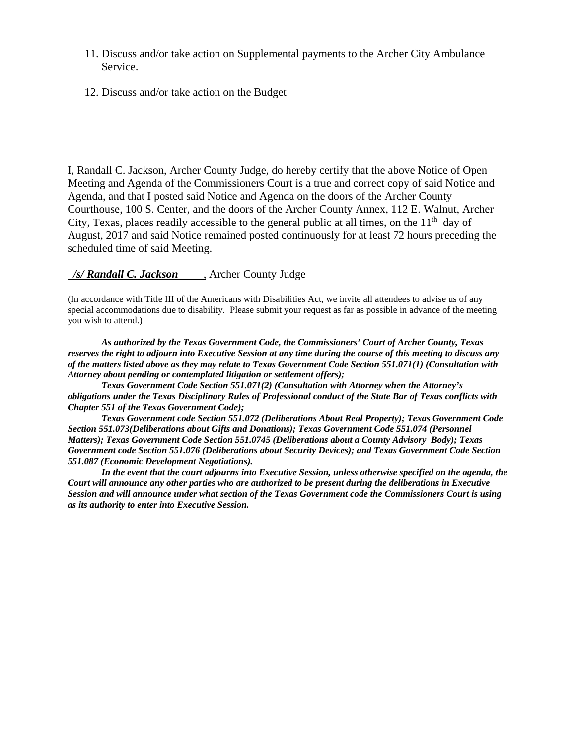11. Discuss and/or take action on Supplemental payments to the Archer City Ambulance Service.

12. Discuss and/or take action on the Budget

I, Randall C. Jackson, Archer County Judge, do hereby certify that the above Notice of Open Meeting and Agenda of the Commissioners Court is a true and correct copy of said Notice and Agenda, and that I posted said Notice and Agenda on the doors of the Archer County Courthouse, 100 S. Center, and the doors of the Archer County Annex, 112 E. Walnut, Archer City, Texas, places readily accessible to the general public at all times, on the 11th day of August, 2017 and said Notice remained posted continuously for at least 72 hours preceding the scheduled time of said Meeting.

***/s/ Randall C. Jackson***, Archer County Judge

(In accordance with Title III of the Americans with Disabilities Act, we invite all attendees to advise us of any special accommodations due to disability. Please submit your request as far as possible in advance of the meeting you wish to attend.)

***As authorized by the Texas Government Code, the Commissioners' Court of Archer County, Texas reserves the right to adjourn into Executive Session at any time during the course of this meeting to discuss any of the matters listed above as they may relate to Texas Government Code Section 551.071(1) (Consultation with Attorney about pending or contemplated litigation or settlement offers);***

***Texas Government Code Section 551.071(2) (Consultation with Attorney when the Attorney's obligations under the Texas Disciplinary Rules of Professional conduct of the State Bar of Texas conflicts with Chapter 551 of the Texas Government Code);***

***Texas Government code Section 551.072 (Deliberations About Real Property); Texas Government Code Section 551.073(Deliberations about Gifts and Donations); Texas Government Code 551.074 (Personnel Matters); Texas Government Code Section 551.0745 (Deliberations about a County Advisory Body); Texas Government code Section 551.076 (Deliberations about Security Devices); and Texas Government Code Section 551.087 (Economic Development Negotiations).***

***In the event that the court adjourns into Executive Session, unless otherwise specified on the agenda, the Court will announce any other parties who are authorized to be present during the deliberations in Executive Session and will announce under what section of the Texas Government code the Commissioners Court is using as its authority to enter into Executive Session.***